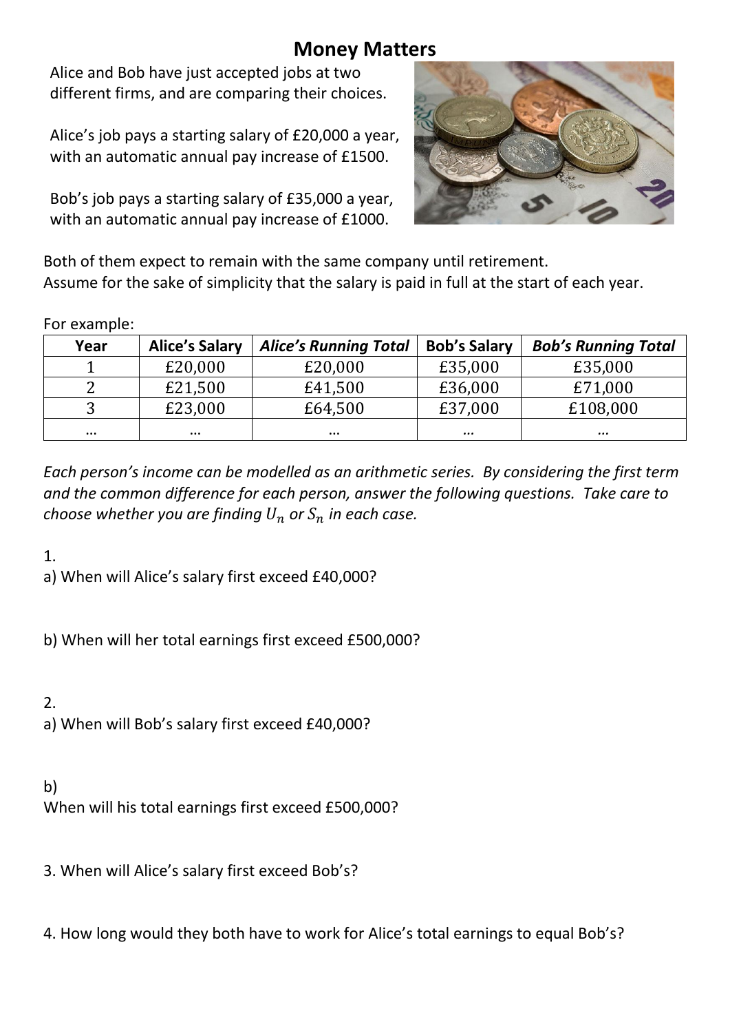# Money Matters

Alice and Bob have just accepted jobs at two different firms, and are comparing their choices.

Alice's job pays a starting salary of £20,000 a year, with an automatic annual pay increase of £1500.

Bob's job pays a starting salary of £35,000 a year, with an automatic annual pay increase of £1000.

Both of them expect to remain with the same company until retirement.
Assume for the sake of simplicity that the salary is paid in full at the start of each year.

For example:

| Year | Alice's Salary | *Alice's Running Total* | Bob's Salary | *Bob's Running Total* |
|---|---|---|---|---|
| 1 | £20,000 | £20,000 | £35,000 | £35,000 |
| 2 | £21,500 | £41,500 | £36,000 | £71,000 |
| 3 | £23,000 | £64,500 | £37,000 | £108,000 |
| … | … | … | … | … |

*Each person's income can be modelled as an arithmetic series. By considering the first term and the common difference for each person, answer the following questions. Take care to choose whether you are finding $U_n$ or $S_n$ in each case.*

1.
a) When will Alice's salary first exceed £40,000?

b) When will her total earnings first exceed £500,000?

2.
a) When will Bob's salary first exceed £40,000?

b)
When will his total earnings first exceed £500,000?

3. When will Alice's salary first exceed Bob's?

4. How long would they both have to work for Alice's total earnings to equal Bob's?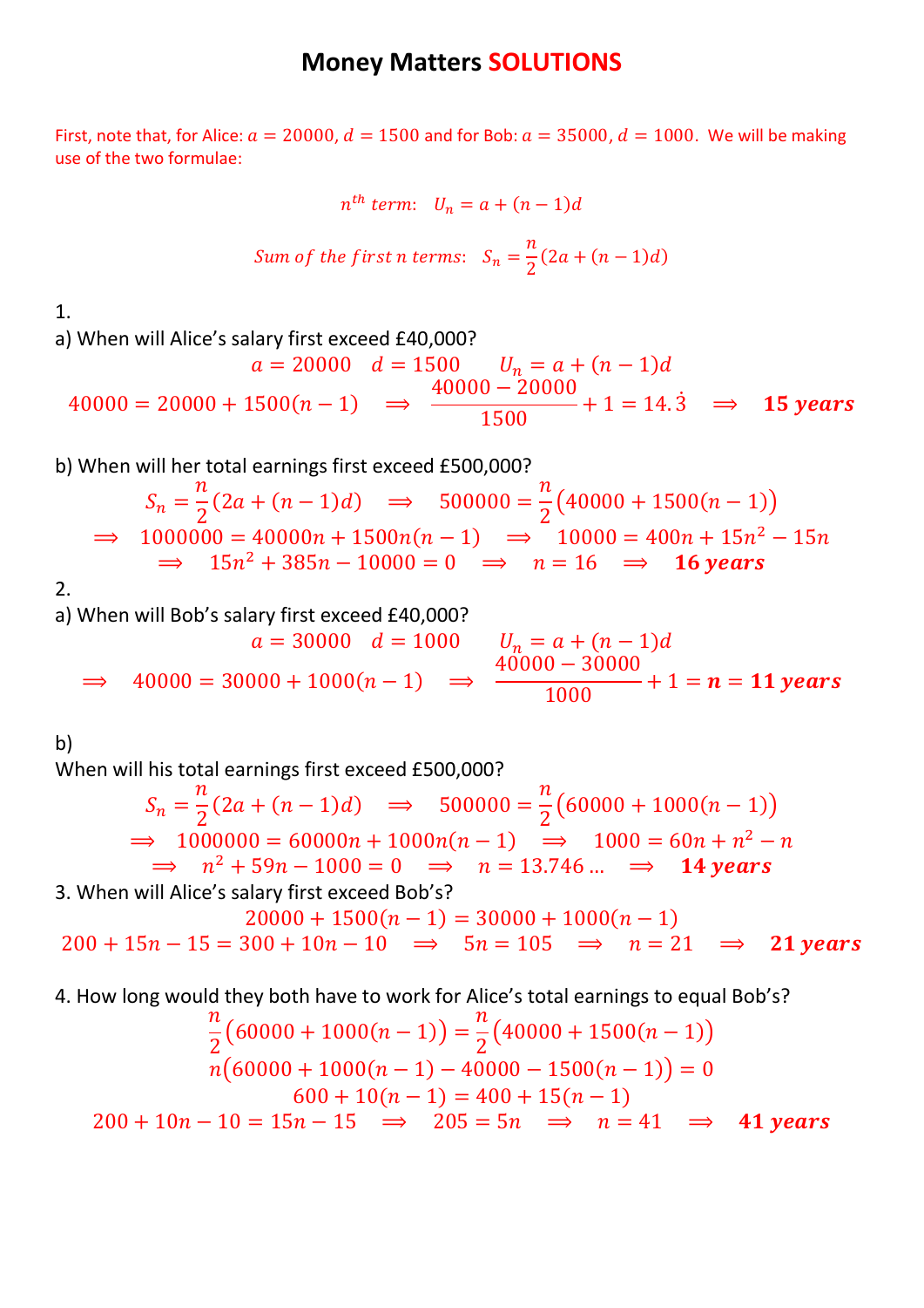# Money Matters SOLUTIONS

First, note that, for Alice: $a = 20000$, $d = 1500$ and for Bob: $a = 35000$, $d = 1000$. We will be making use of the two formulae:

$$n^{th}\ term: \quad U_n = a + (n-1)d$$

$$Sum\ of\ the\ first\ n\ terms: \quad S_n = \frac{n}{2}(2a + (n-1)d)$$

1.

a) When will Alice's salary first exceed £40,000?

$$a = 20000 \quad d = 1500 \quad U_n = a + (n-1)d$$

$$40000 = 20000 + 1500(n-1) \implies \frac{40000 - 20000}{1500} + 1 = 14.\dot{3} \implies \textbf{15 years}$$

b) When will her total earnings first exceed £500,000?

$$S_n = \frac{n}{2}(2a + (n-1)d) \implies 500000 = \frac{n}{2}\left(40000 + 1500(n-1)\right)$$

$$\implies 1000000 = 40000n + 1500n(n-1) \implies 10000 = 400n + 15n^2 - 15n$$

$$\implies 15n^2 + 385n - 10000 = 0 \implies n = 16 \implies \textbf{16 years}$$

2.

a) When will Bob's salary first exceed £40,000?

$$a = 30000 \quad d = 1000 \quad U_n = a + (n-1)d$$

$$\implies 40000 = 30000 + 1000(n-1) \implies \frac{40000 - 30000}{1000} + 1 = \boldsymbol{n = 11\ years}$$

b)

When will his total earnings first exceed £500,000?

$$S_n = \frac{n}{2}(2a + (n-1)d) \implies 500000 = \frac{n}{2}\left(60000 + 1000(n-1)\right)$$

$$\implies 1000000 = 60000n + 1000n(n-1) \implies 1000 = 60n + n^2 - n$$

$$\implies n^2 + 59n - 1000 = 0 \implies n = 13.746\ldots \implies \textbf{14 years}$$

3. When will Alice's salary first exceed Bob's?

$$20000 + 1500(n-1) = 30000 + 1000(n-1)$$

$$200 + 15n - 15 = 300 + 10n - 10 \implies 5n = 105 \implies n = 21 \implies \textbf{21 years}$$

4. How long would they both have to work for Alice's total earnings to equal Bob's?

$$\frac{n}{2}\left(60000 + 1000(n-1)\right) = \frac{n}{2}\left(40000 + 1500(n-1)\right)$$

$$n\left(60000 + 1000(n-1) - 40000 - 1500(n-1)\right) = 0$$

$$600 + 10(n-1) = 400 + 15(n-1)$$

$$200 + 10n - 10 = 15n - 15 \implies 205 = 5n \implies n = 41 \implies \textbf{41 years}$$